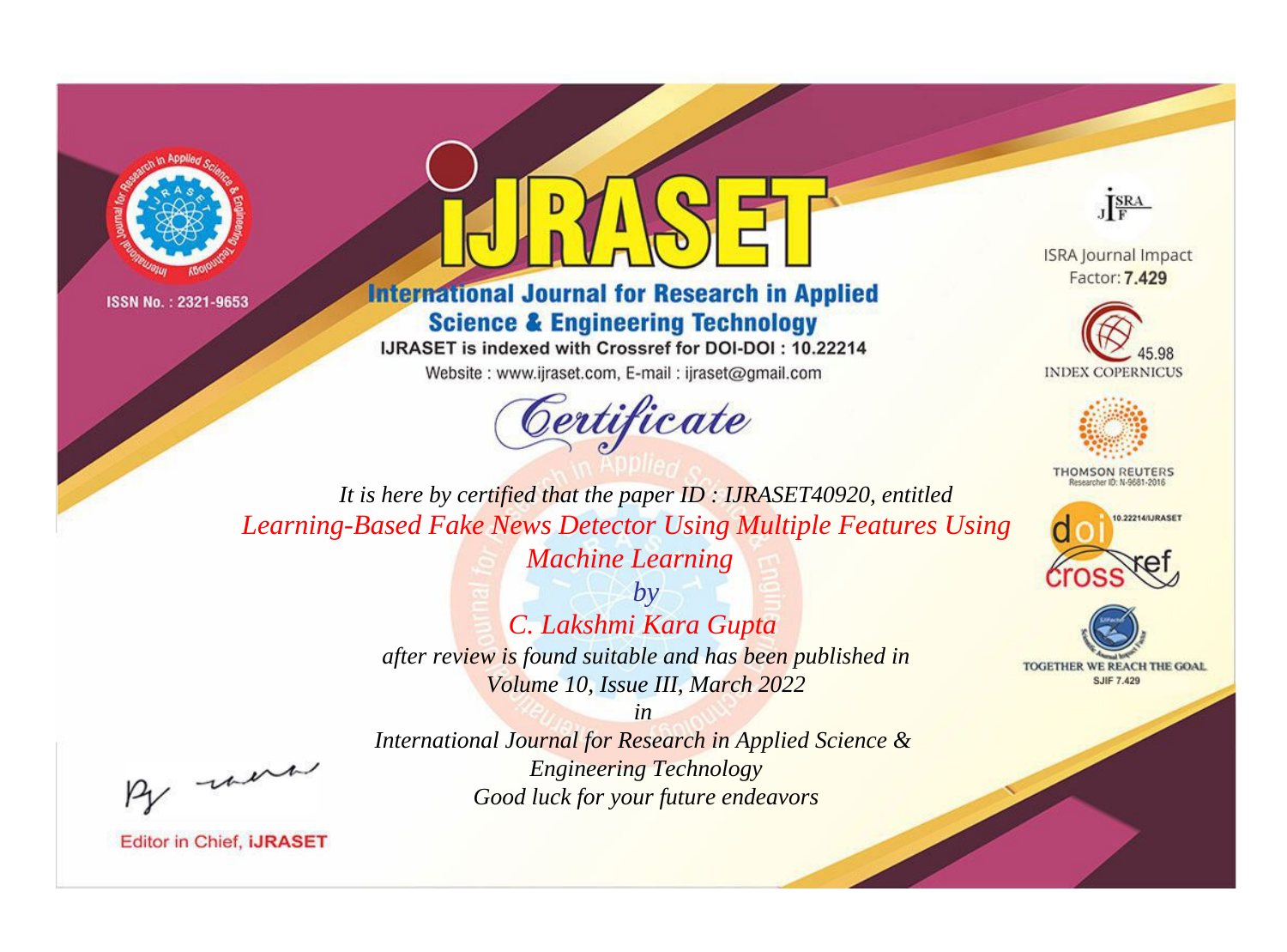ISSN No. : 2321-9653

# iJRASET

## International Journal for Research in Applied Science & Engineering Technology

IJRASET is indexed with Crossref for DOI-DOI : 10.22214

Website : www.ijraset.com, E-mail : ijraset@gmail.com

ISRA Journal Impact Factor: **7.429**

45.98 INDEX COPERNICUS

THOMSON REUTERS Researcher ID: N-9681-2016

10.22214/IJRASET

TOGETHER WE REACH THE GOAL SJIF 7.429

# *Certificate*

*It is here by certified that the paper ID : IJRASET40920, entitled*

*Learning-Based Fake News Detector Using Multiple Features Using Machine Learning*

*by*

*C. Lakshmi Kara Gupta*

*after review is found suitable and has been published in*

*Volume 10, Issue III, March 2022*

*in*

*International Journal for Research in Applied Science & Engineering Technology*

*Good luck for your future endeavors*

Editor in Chief, **iJRASET**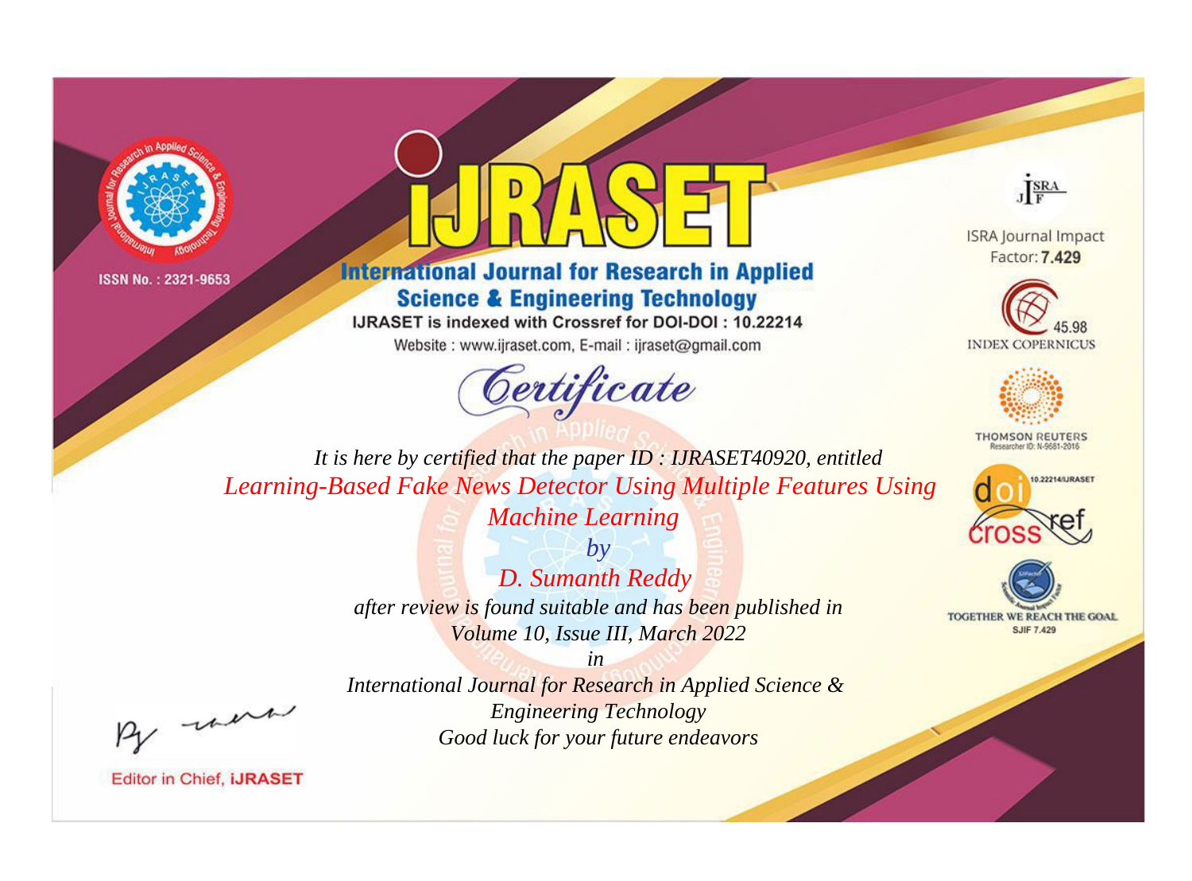ISSN No. : 2321-9653

# IJRASET

## International Journal for Research in Applied Science & Engineering Technology

IJRASET is indexed with Crossref for DOI-DOI : 10.22214

Website : www.ijraset.com, E-mail : ijraset@gmail.com

ISRA Journal Impact Factor: **7.429**

45.98 INDEX COPERNICUS

THOMSON REUTERS Researcher ID: N-9681-2016

10.22214/IJRASET

TOGETHER WE REACH THE GOAL SJIF 7.429

*Certificate*

*It is here by certified that the paper ID : IJRASET40920, entitled*

*Learning-Based Fake News Detector Using Multiple Features Using Machine Learning*

*by*

*D. Sumanth Reddy*

*after review is found suitable and has been published in*

*Volume 10, Issue III, March 2022*

*in*

*International Journal for Research in Applied Science & Engineering Technology*

*Good luck for your future endeavors*

Editor in Chief, **iJRASET**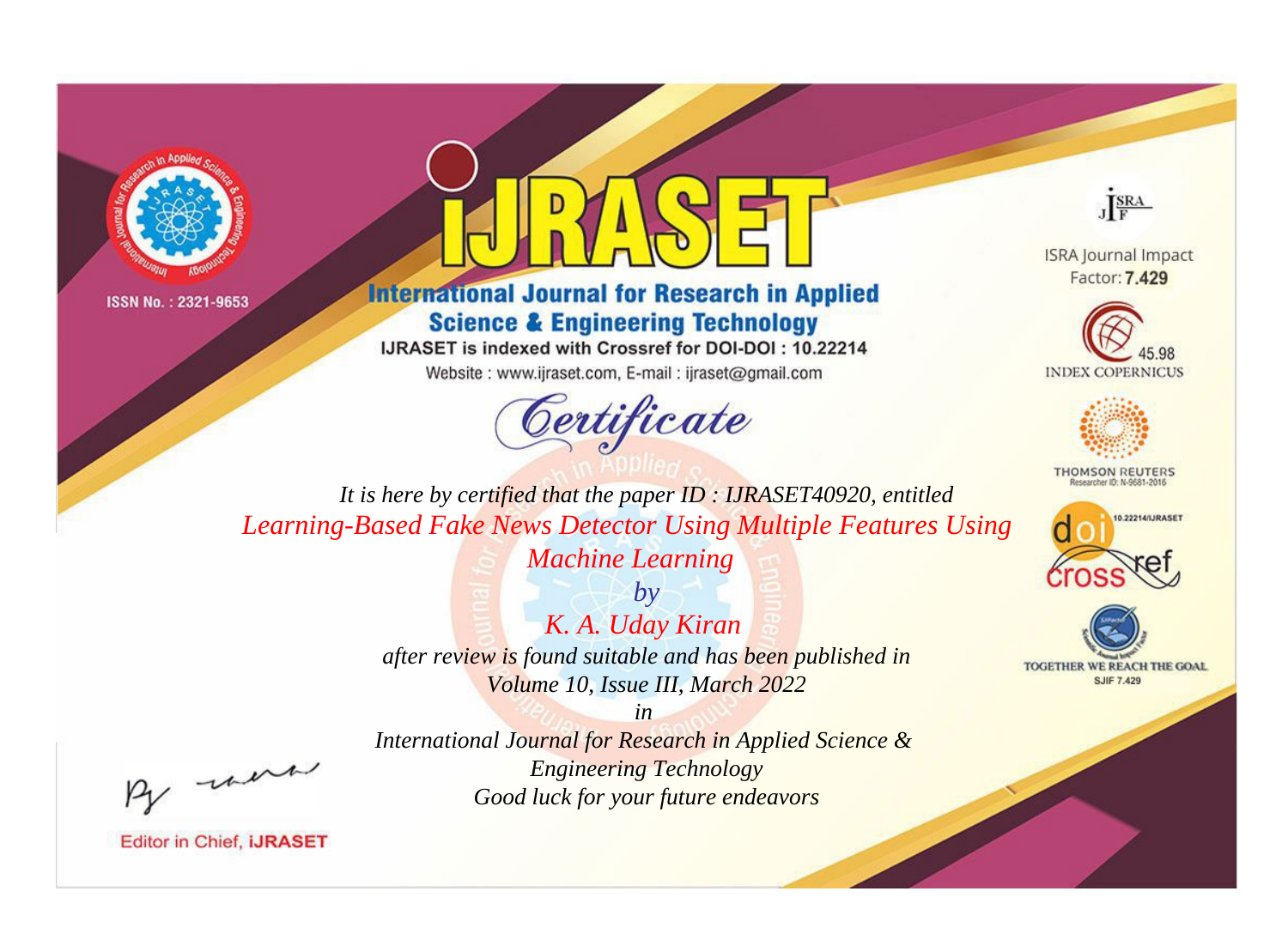ISSN No. : 2321-9653

# iJRASET

## International Journal for Research in Applied Science & Engineering Technology

IJRASET is indexed with Crossref for DOI-DOI : 10.22214

Website : www.ijraset.com, E-mail : ijraset@gmail.com

ISRA Journal Impact Factor: **7.429**

45.98 INDEX COPERNICUS

THOMSON REUTERS Researcher ID: N-9681-2016

10.22214/IJRASET

TOGETHER WE REACH THE GOAL SJIF 7.429

# *Certificate*

*It is here by certified that the paper ID : IJRASET40920, entitled*

*Learning-Based Fake News Detector Using Multiple Features Using Machine Learning*

*by*

*K. A. Uday Kiran*

*after review is found suitable and has been published in*

*Volume 10, Issue III, March 2022*

*in*

*International Journal for Research in Applied Science & Engineering Technology*

*Good luck for your future endeavors*

Editor in Chief, **iJRASET**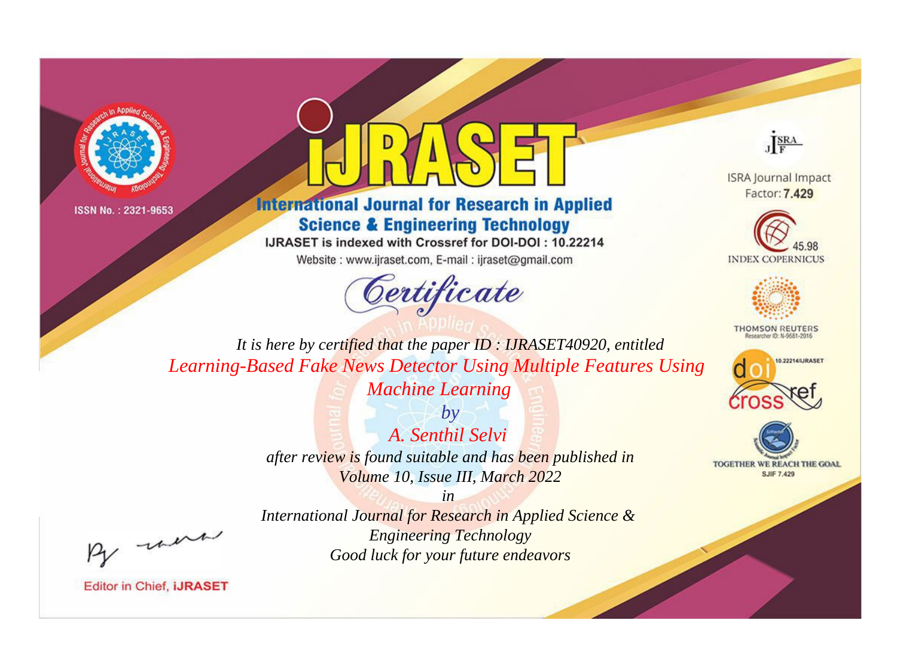ISSN No. : 2321-9653

# iJRASET

## International Journal for Research in Applied Science & Engineering Technology

IJRASET is indexed with Crossref for DOI-DOI : 10.22214

Website : www.ijraset.com, E-mail : ijraset@gmail.com

*Certificate*

*It is here by certified that the paper ID : IJRASET40920, entitled*

*Learning-Based Fake News Detector Using Multiple Features Using Machine Learning*

*by*

*A. Senthil Selvi*

*after review is found suitable and has been published in*

*Volume 10, Issue III, March 2022*

*in*

*International Journal for Research in Applied Science & Engineering Technology*

*Good luck for your future endeavors*

ISRA Journal Impact Factor: **7.429**

45.98 INDEX COPERNICUS

THOMSON REUTERS Researcher ID: N-9681-2016

10.22214/IJRASET

TOGETHER WE REACH THE GOAL SJIF 7.429

Editor in Chief, **iJRASET**